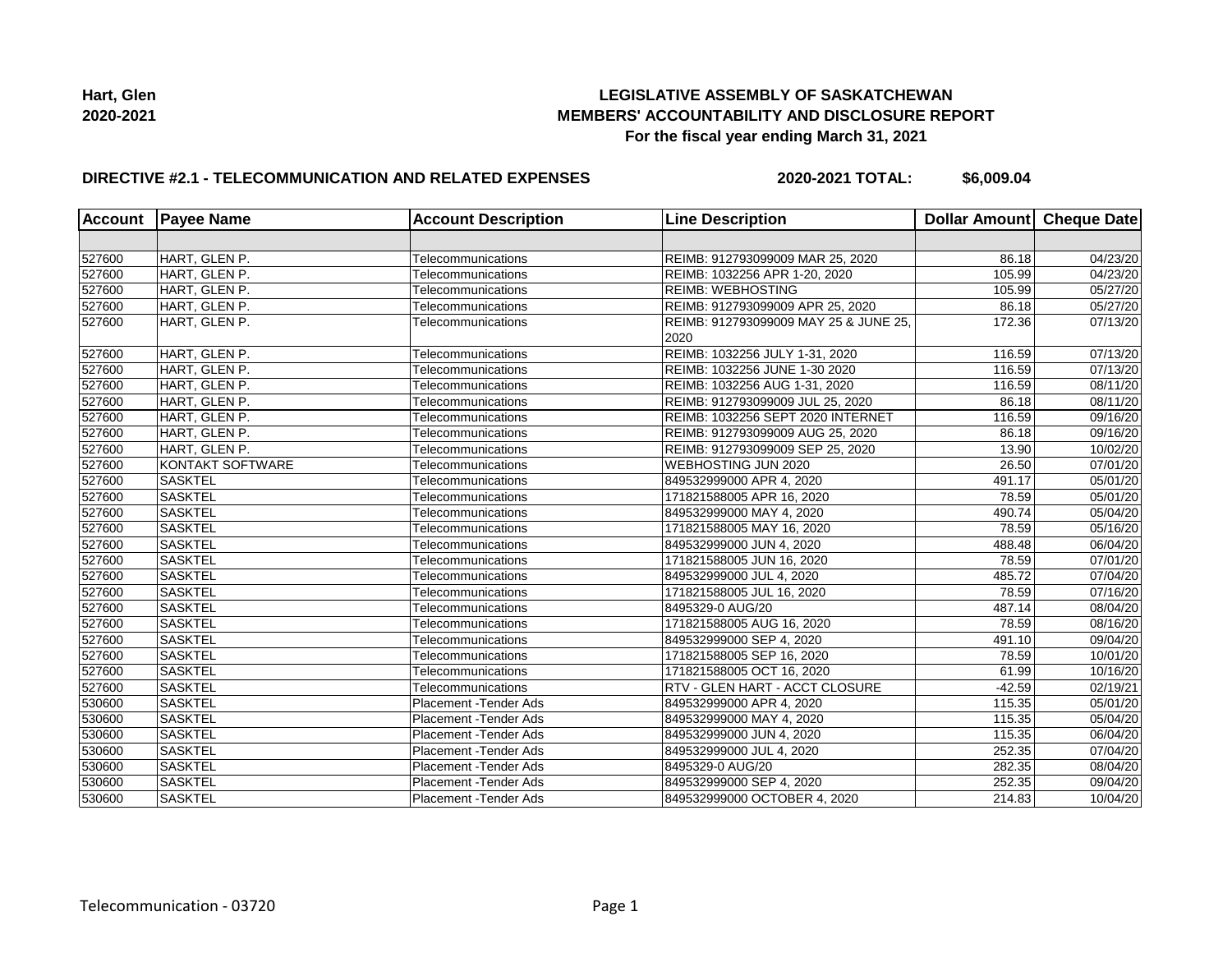**Hart, Glen**
**2020-2021**

# LEGISLATIVE ASSEMBLY OF SASKATCHEWAN
## MEMBERS' ACCOUNTABILITY AND DISCLOSURE REPORT
### For the fiscal year ending March 31, 2021

**DIRECTIVE #2.1 - TELECOMMUNICATION AND RELATED EXPENSES** **2020-2021 TOTAL: $6,009.04**

| Account | Payee Name | Account Description | Line Description | Dollar Amount | Cheque Date |
|---|---|---|---|---|---|
| | | | | | |
| 527600 | HART, GLEN P. | Telecommunications | REIMB: 912793099009 MAR 25, 2020 | 86.18 | 04/23/20 |
| 527600 | HART, GLEN P. | Telecommunications | REIMB: 1032256 APR 1-20, 2020 | 105.99 | 04/23/20 |
| 527600 | HART, GLEN P. | Telecommunications | REIMB: WEBHOSTING | 105.99 | 05/27/20 |
| 527600 | HART, GLEN P. | Telecommunications | REIMB: 912793099009 APR 25, 2020 | 86.18 | 05/27/20 |
| 527600 | HART, GLEN P. | Telecommunications | REIMB: 912793099009 MAY 25 & JUNE 25, 2020 | 172.36 | 07/13/20 |
| 527600 | HART, GLEN P. | Telecommunications | REIMB: 1032256 JULY 1-31, 2020 | 116.59 | 07/13/20 |
| 527600 | HART, GLEN P. | Telecommunications | REIMB: 1032256 JUNE 1-30 2020 | 116.59 | 07/13/20 |
| 527600 | HART, GLEN P. | Telecommunications | REIMB: 1032256 AUG 1-31, 2020 | 116.59 | 08/11/20 |
| 527600 | HART, GLEN P. | Telecommunications | REIMB: 912793099009 JUL 25, 2020 | 86.18 | 08/11/20 |
| 527600 | HART, GLEN P. | Telecommunications | REIMB: 1032256 SEPT 2020 INTERNET | 116.59 | 09/16/20 |
| 527600 | HART, GLEN P. | Telecommunications | REIMB: 912793099009 AUG 25, 2020 | 86.18 | 09/16/20 |
| 527600 | HART, GLEN P. | Telecommunications | REIMB: 912793099009 SEP 25, 2020 | 13.90 | 10/02/20 |
| 527600 | KONTAKT SOFTWARE | Telecommunications | WEBHOSTING JUN 2020 | 26.50 | 07/01/20 |
| 527600 | SASKTEL | Telecommunications | 849532999000 APR 4, 2020 | 491.17 | 05/01/20 |
| 527600 | SASKTEL | Telecommunications | 171821588005 APR 16, 2020 | 78.59 | 05/01/20 |
| 527600 | SASKTEL | Telecommunications | 849532999000 MAY 4, 2020 | 490.74 | 05/04/20 |
| 527600 | SASKTEL | Telecommunications | 171821588005 MAY 16, 2020 | 78.59 | 05/16/20 |
| 527600 | SASKTEL | Telecommunications | 849532999000 JUN 4, 2020 | 488.48 | 06/04/20 |
| 527600 | SASKTEL | Telecommunications | 171821588005 JUN 16, 2020 | 78.59 | 07/01/20 |
| 527600 | SASKTEL | Telecommunications | 849532999000 JUL 4, 2020 | 485.72 | 07/04/20 |
| 527600 | SASKTEL | Telecommunications | 171821588005 JUL 16, 2020 | 78.59 | 07/16/20 |
| 527600 | SASKTEL | Telecommunications | 8495329-0 AUG/20 | 487.14 | 08/04/20 |
| 527600 | SASKTEL | Telecommunications | 171821588005 AUG 16, 2020 | 78.59 | 08/16/20 |
| 527600 | SASKTEL | Telecommunications | 849532999000 SEP 4, 2020 | 491.10 | 09/04/20 |
| 527600 | SASKTEL | Telecommunications | 171821588005 SEP 16, 2020 | 78.59 | 10/01/20 |
| 527600 | SASKTEL | Telecommunications | 171821588005 OCT 16, 2020 | 61.99 | 10/16/20 |
| 527600 | SASKTEL | Telecommunications | RTV - GLEN HART - ACCT CLOSURE | -42.59 | 02/19/21 |
| 530600 | SASKTEL | Placement -Tender Ads | 849532999000 APR 4, 2020 | 115.35 | 05/01/20 |
| 530600 | SASKTEL | Placement -Tender Ads | 849532999000 MAY 4, 2020 | 115.35 | 05/04/20 |
| 530600 | SASKTEL | Placement -Tender Ads | 849532999000 JUN 4, 2020 | 115.35 | 06/04/20 |
| 530600 | SASKTEL | Placement -Tender Ads | 849532999000 JUL 4, 2020 | 252.35 | 07/04/20 |
| 530600 | SASKTEL | Placement -Tender Ads | 8495329-0 AUG/20 | 282.35 | 08/04/20 |
| 530600 | SASKTEL | Placement -Tender Ads | 849532999000 SEP 4, 2020 | 252.35 | 09/04/20 |
| 530600 | SASKTEL | Placement -Tender Ads | 849532999000 OCTOBER 4, 2020 | 214.83 | 10/04/20 |

Telecommunication - 03720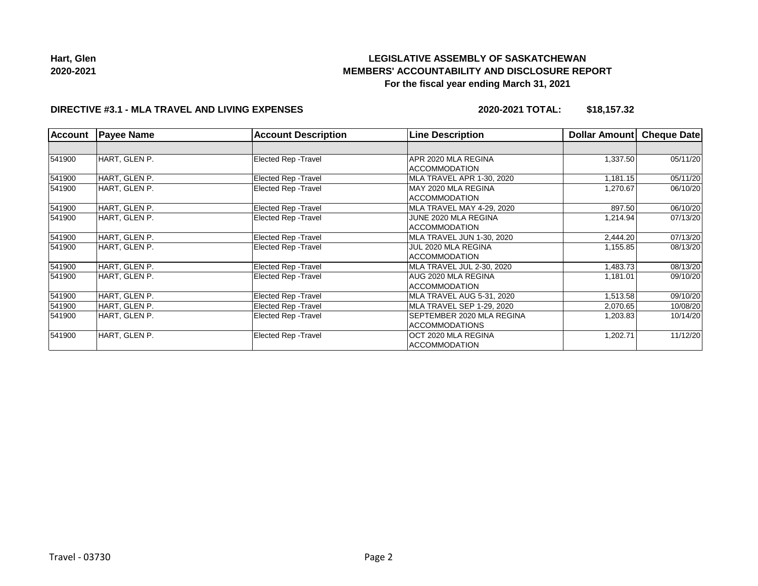**Hart, Glen**
**2020-2021**

# LEGISLATIVE ASSEMBLY OF SASKATCHEWAN
## MEMBERS' ACCOUNTABILITY AND DISCLOSURE REPORT
### For the fiscal year ending March 31, 2021

**DIRECTIVE #3.1 - MLA TRAVEL AND LIVING EXPENSES** **2020-2021 TOTAL: $18,157.32**

| Account | Payee Name | Account Description | Line Description | Dollar Amount | Cheque Date |
|---|---|---|---|---|---|
| | | | | | |
| 541900 | HART, GLEN P. | Elected Rep -Travel | APR 2020 MLA REGINA ACCOMMODATION | 1,337.50 | 05/11/20 |
| 541900 | HART, GLEN P. | Elected Rep -Travel | MLA TRAVEL APR 1-30, 2020 | 1,181.15 | 05/11/20 |
| 541900 | HART, GLEN P. | Elected Rep -Travel | MAY 2020 MLA REGINA ACCOMMODATION | 1,270.67 | 06/10/20 |
| 541900 | HART, GLEN P. | Elected Rep -Travel | MLA TRAVEL MAY 4-29, 2020 | 897.50 | 06/10/20 |
| 541900 | HART, GLEN P. | Elected Rep -Travel | JUNE 2020 MLA REGINA ACCOMMODATION | 1,214.94 | 07/13/20 |
| 541900 | HART, GLEN P. | Elected Rep -Travel | MLA TRAVEL JUN 1-30, 2020 | 2,444.20 | 07/13/20 |
| 541900 | HART, GLEN P. | Elected Rep -Travel | JUL 2020 MLA REGINA ACCOMMODATION | 1,155.85 | 08/13/20 |
| 541900 | HART, GLEN P. | Elected Rep -Travel | MLA TRAVEL JUL 2-30, 2020 | 1,483.73 | 08/13/20 |
| 541900 | HART, GLEN P. | Elected Rep -Travel | AUG 2020 MLA REGINA ACCOMMODATION | 1,181.01 | 09/10/20 |
| 541900 | HART, GLEN P. | Elected Rep -Travel | MLA TRAVEL AUG 5-31, 2020 | 1,513.58 | 09/10/20 |
| 541900 | HART, GLEN P. | Elected Rep -Travel | MLA TRAVEL SEP 1-29, 2020 | 2,070.65 | 10/08/20 |
| 541900 | HART, GLEN P. | Elected Rep -Travel | SEPTEMBER 2020 MLA REGINA ACCOMMODATIONS | 1,203.83 | 10/14/20 |
| 541900 | HART, GLEN P. | Elected Rep -Travel | OCT 2020 MLA REGINA ACCOMMODATION | 1,202.71 | 11/12/20 |

Travel - 03730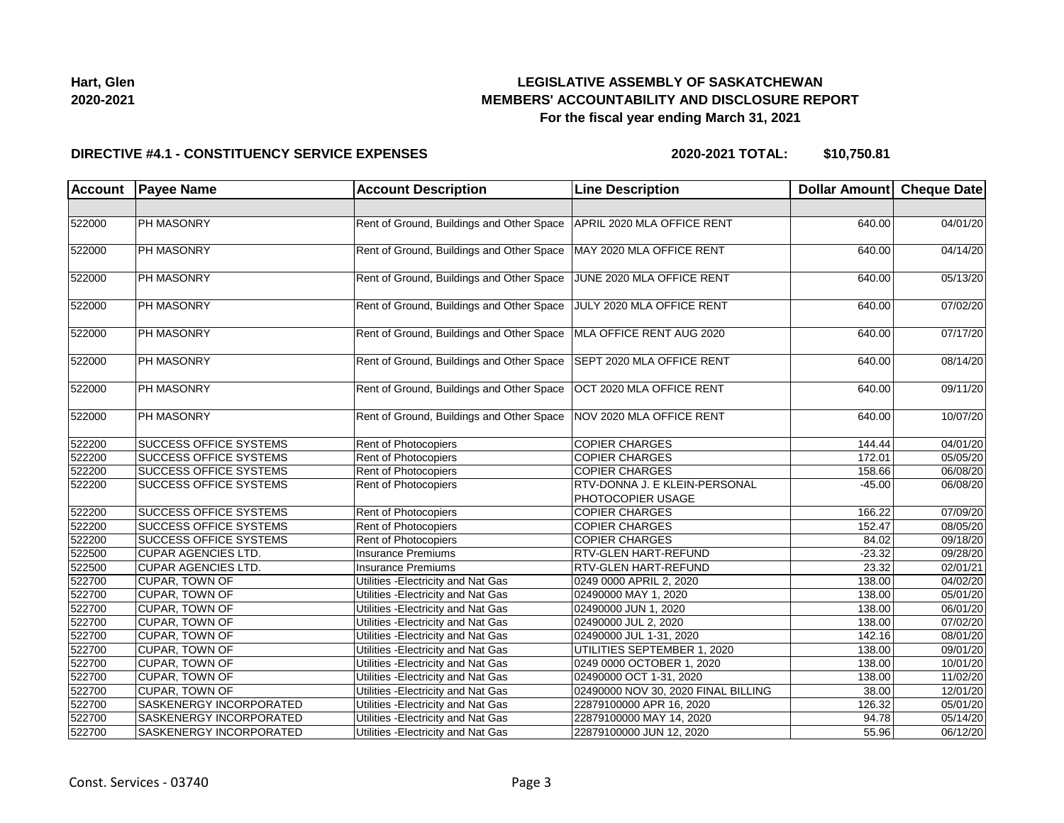**Hart, Glen**
**2020-2021**

# LEGISLATIVE ASSEMBLY OF SASKATCHEWAN
## MEMBERS' ACCOUNTABILITY AND DISCLOSURE REPORT
### For the fiscal year ending March 31, 2021

**DIRECTIVE #4.1 - CONSTITUENCY SERVICE EXPENSES** **2020-2021 TOTAL: $10,750.81**

| Account | Payee Name | Account Description | Line Description | Dollar Amount | Cheque Date |
|---|---|---|---|---|---|
| | | | | | |
| 522000 | PH MASONRY | Rent of Ground, Buildings and Other Space | APRIL 2020 MLA OFFICE RENT | 640.00 | 04/01/20 |
| 522000 | PH MASONRY | Rent of Ground, Buildings and Other Space | MAY 2020 MLA OFFICE RENT | 640.00 | 04/14/20 |
| 522000 | PH MASONRY | Rent of Ground, Buildings and Other Space | JUNE 2020 MLA OFFICE RENT | 640.00 | 05/13/20 |
| 522000 | PH MASONRY | Rent of Ground, Buildings and Other Space | JULY 2020 MLA OFFICE RENT | 640.00 | 07/02/20 |
| 522000 | PH MASONRY | Rent of Ground, Buildings and Other Space | MLA OFFICE RENT AUG 2020 | 640.00 | 07/17/20 |
| 522000 | PH MASONRY | Rent of Ground, Buildings and Other Space | SEPT 2020 MLA OFFICE RENT | 640.00 | 08/14/20 |
| 522000 | PH MASONRY | Rent of Ground, Buildings and Other Space | OCT 2020 MLA OFFICE RENT | 640.00 | 09/11/20 |
| 522000 | PH MASONRY | Rent of Ground, Buildings and Other Space | NOV 2020 MLA OFFICE RENT | 640.00 | 10/07/20 |
| 522200 | SUCCESS OFFICE SYSTEMS | Rent of Photocopiers | COPIER CHARGES | 144.44 | 04/01/20 |
| 522200 | SUCCESS OFFICE SYSTEMS | Rent of Photocopiers | COPIER CHARGES | 172.01 | 05/05/20 |
| 522200 | SUCCESS OFFICE SYSTEMS | Rent of Photocopiers | COPIER CHARGES | 158.66 | 06/08/20 |
| 522200 | SUCCESS OFFICE SYSTEMS | Rent of Photocopiers | RTV-DONNA J. E KLEIN-PERSONAL PHOTOCOPIER USAGE | -45.00 | 06/08/20 |
| 522200 | SUCCESS OFFICE SYSTEMS | Rent of Photocopiers | COPIER CHARGES | 166.22 | 07/09/20 |
| 522200 | SUCCESS OFFICE SYSTEMS | Rent of Photocopiers | COPIER CHARGES | 152.47 | 08/05/20 |
| 522200 | SUCCESS OFFICE SYSTEMS | Rent of Photocopiers | COPIER CHARGES | 84.02 | 09/18/20 |
| 522500 | CUPAR AGENCIES LTD. | Insurance Premiums | RTV-GLEN HART-REFUND | -23.32 | 09/28/20 |
| 522500 | CUPAR AGENCIES LTD. | Insurance Premiums | RTV-GLEN HART-REFUND | 23.32 | 02/01/21 |
| 522700 | CUPAR, TOWN OF | Utilities -Electricity and Nat Gas | 0249 0000 APRIL 2, 2020 | 138.00 | 04/02/20 |
| 522700 | CUPAR, TOWN OF | Utilities -Electricity and Nat Gas | 02490000 MAY 1, 2020 | 138.00 | 05/01/20 |
| 522700 | CUPAR, TOWN OF | Utilities -Electricity and Nat Gas | 02490000 JUN 1, 2020 | 138.00 | 06/01/20 |
| 522700 | CUPAR, TOWN OF | Utilities -Electricity and Nat Gas | 02490000 JUL 2, 2020 | 138.00 | 07/02/20 |
| 522700 | CUPAR, TOWN OF | Utilities -Electricity and Nat Gas | 02490000 JUL 1-31, 2020 | 142.16 | 08/01/20 |
| 522700 | CUPAR, TOWN OF | Utilities -Electricity and Nat Gas | UTILITIES SEPTEMBER 1, 2020 | 138.00 | 09/01/20 |
| 522700 | CUPAR, TOWN OF | Utilities -Electricity and Nat Gas | 0249 0000 OCTOBER 1, 2020 | 138.00 | 10/01/20 |
| 522700 | CUPAR, TOWN OF | Utilities -Electricity and Nat Gas | 02490000 OCT 1-31, 2020 | 138.00 | 11/02/20 |
| 522700 | CUPAR, TOWN OF | Utilities -Electricity and Nat Gas | 02490000 NOV 30, 2020 FINAL BILLING | 38.00 | 12/01/20 |
| 522700 | SASKENERGY INCORPORATED | Utilities -Electricity and Nat Gas | 22879100000 APR 16, 2020 | 126.32 | 05/01/20 |
| 522700 | SASKENERGY INCORPORATED | Utilities -Electricity and Nat Gas | 22879100000 MAY 14, 2020 | 94.78 | 05/14/20 |
| 522700 | SASKENERGY INCORPORATED | Utilities -Electricity and Nat Gas | 22879100000 JUN 12, 2020 | 55.96 | 06/12/20 |

Const. Services - 03740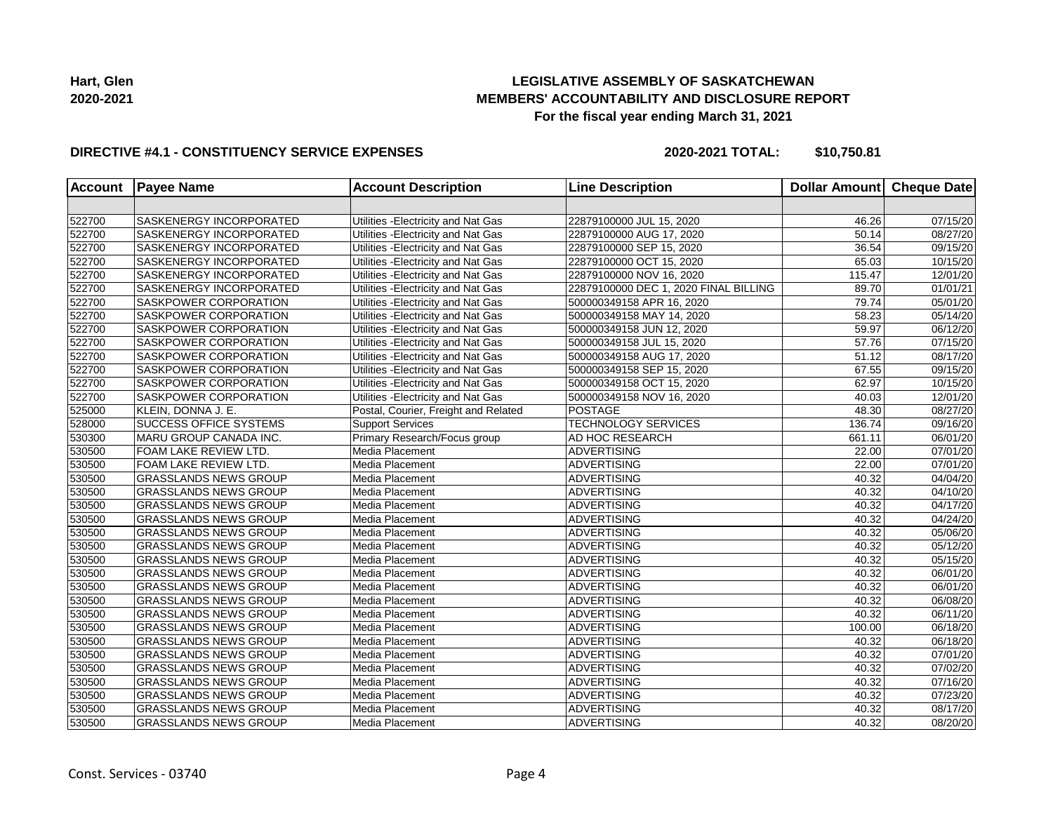Hart, Glen
2020-2021

# LEGISLATIVE ASSEMBLY OF SASKATCHEWAN
## MEMBERS' ACCOUNTABILITY AND DISCLOSURE REPORT
### For the fiscal year ending March 31, 2021

**DIRECTIVE #4.1 - CONSTITUENCY SERVICE EXPENSES** **2020-2021 TOTAL: $10,750.81**

| Account | Payee Name | Account Description | Line Description | Dollar Amount | Cheque Date |
|---|---|---|---|---|---|
| | | | | | |
| 522700 | SASKENERGY INCORPORATED | Utilities -Electricity and Nat Gas | 22879100000 JUL 15, 2020 | 46.26 | 07/15/20 |
| 522700 | SASKENERGY INCORPORATED | Utilities -Electricity and Nat Gas | 22879100000 AUG 17, 2020 | 50.14 | 08/27/20 |
| 522700 | SASKENERGY INCORPORATED | Utilities -Electricity and Nat Gas | 22879100000 SEP 15, 2020 | 36.54 | 09/15/20 |
| 522700 | SASKENERGY INCORPORATED | Utilities -Electricity and Nat Gas | 22879100000 OCT 15, 2020 | 65.03 | 10/15/20 |
| 522700 | SASKENERGY INCORPORATED | Utilities -Electricity and Nat Gas | 22879100000 NOV 16, 2020 | 115.47 | 12/01/20 |
| 522700 | SASKENERGY INCORPORATED | Utilities -Electricity and Nat Gas | 22879100000 DEC 1, 2020 FINAL BILLING | 89.70 | 01/01/21 |
| 522700 | SASKPOWER CORPORATION | Utilities -Electricity and Nat Gas | 500000349158 APR 16, 2020 | 79.74 | 05/01/20 |
| 522700 | SASKPOWER CORPORATION | Utilities -Electricity and Nat Gas | 500000349158 MAY 14, 2020 | 58.23 | 05/14/20 |
| 522700 | SASKPOWER CORPORATION | Utilities -Electricity and Nat Gas | 500000349158 JUN 12, 2020 | 59.97 | 06/12/20 |
| 522700 | SASKPOWER CORPORATION | Utilities -Electricity and Nat Gas | 500000349158 JUL 15, 2020 | 57.76 | 07/15/20 |
| 522700 | SASKPOWER CORPORATION | Utilities -Electricity and Nat Gas | 500000349158 AUG 17, 2020 | 51.12 | 08/17/20 |
| 522700 | SASKPOWER CORPORATION | Utilities -Electricity and Nat Gas | 500000349158 SEP 15, 2020 | 67.55 | 09/15/20 |
| 522700 | SASKPOWER CORPORATION | Utilities -Electricity and Nat Gas | 500000349158 OCT 15, 2020 | 62.97 | 10/15/20 |
| 522700 | SASKPOWER CORPORATION | Utilities -Electricity and Nat Gas | 500000349158 NOV 16, 2020 | 40.03 | 12/01/20 |
| 525000 | KLEIN, DONNA J. E. | Postal, Courier, Freight and Related | POSTAGE | 48.30 | 08/27/20 |
| 528000 | SUCCESS OFFICE SYSTEMS | Support Services | TECHNOLOGY SERVICES | 136.74 | 09/16/20 |
| 530300 | MARU GROUP CANADA INC. | Primary Research/Focus group | AD HOC RESEARCH | 661.11 | 06/01/20 |
| 530500 | FOAM LAKE REVIEW LTD. | Media Placement | ADVERTISING | 22.00 | 07/01/20 |
| 530500 | FOAM LAKE REVIEW LTD. | Media Placement | ADVERTISING | 22.00 | 07/01/20 |
| 530500 | GRASSLANDS NEWS GROUP | Media Placement | ADVERTISING | 40.32 | 04/04/20 |
| 530500 | GRASSLANDS NEWS GROUP | Media Placement | ADVERTISING | 40.32 | 04/10/20 |
| 530500 | GRASSLANDS NEWS GROUP | Media Placement | ADVERTISING | 40.32 | 04/17/20 |
| 530500 | GRASSLANDS NEWS GROUP | Media Placement | ADVERTISING | 40.32 | 04/24/20 |
| 530500 | GRASSLANDS NEWS GROUP | Media Placement | ADVERTISING | 40.32 | 05/06/20 |
| 530500 | GRASSLANDS NEWS GROUP | Media Placement | ADVERTISING | 40.32 | 05/12/20 |
| 530500 | GRASSLANDS NEWS GROUP | Media Placement | ADVERTISING | 40.32 | 05/15/20 |
| 530500 | GRASSLANDS NEWS GROUP | Media Placement | ADVERTISING | 40.32 | 06/01/20 |
| 530500 | GRASSLANDS NEWS GROUP | Media Placement | ADVERTISING | 40.32 | 06/01/20 |
| 530500 | GRASSLANDS NEWS GROUP | Media Placement | ADVERTISING | 40.32 | 06/08/20 |
| 530500 | GRASSLANDS NEWS GROUP | Media Placement | ADVERTISING | 40.32 | 06/11/20 |
| 530500 | GRASSLANDS NEWS GROUP | Media Placement | ADVERTISING | 100.00 | 06/18/20 |
| 530500 | GRASSLANDS NEWS GROUP | Media Placement | ADVERTISING | 40.32 | 06/18/20 |
| 530500 | GRASSLANDS NEWS GROUP | Media Placement | ADVERTISING | 40.32 | 07/01/20 |
| 530500 | GRASSLANDS NEWS GROUP | Media Placement | ADVERTISING | 40.32 | 07/02/20 |
| 530500 | GRASSLANDS NEWS GROUP | Media Placement | ADVERTISING | 40.32 | 07/16/20 |
| 530500 | GRASSLANDS NEWS GROUP | Media Placement | ADVERTISING | 40.32 | 07/23/20 |
| 530500 | GRASSLANDS NEWS GROUP | Media Placement | ADVERTISING | 40.32 | 08/17/20 |
| 530500 | GRASSLANDS NEWS GROUP | Media Placement | ADVERTISING | 40.32 | 08/20/20 |

Const. Services - 03740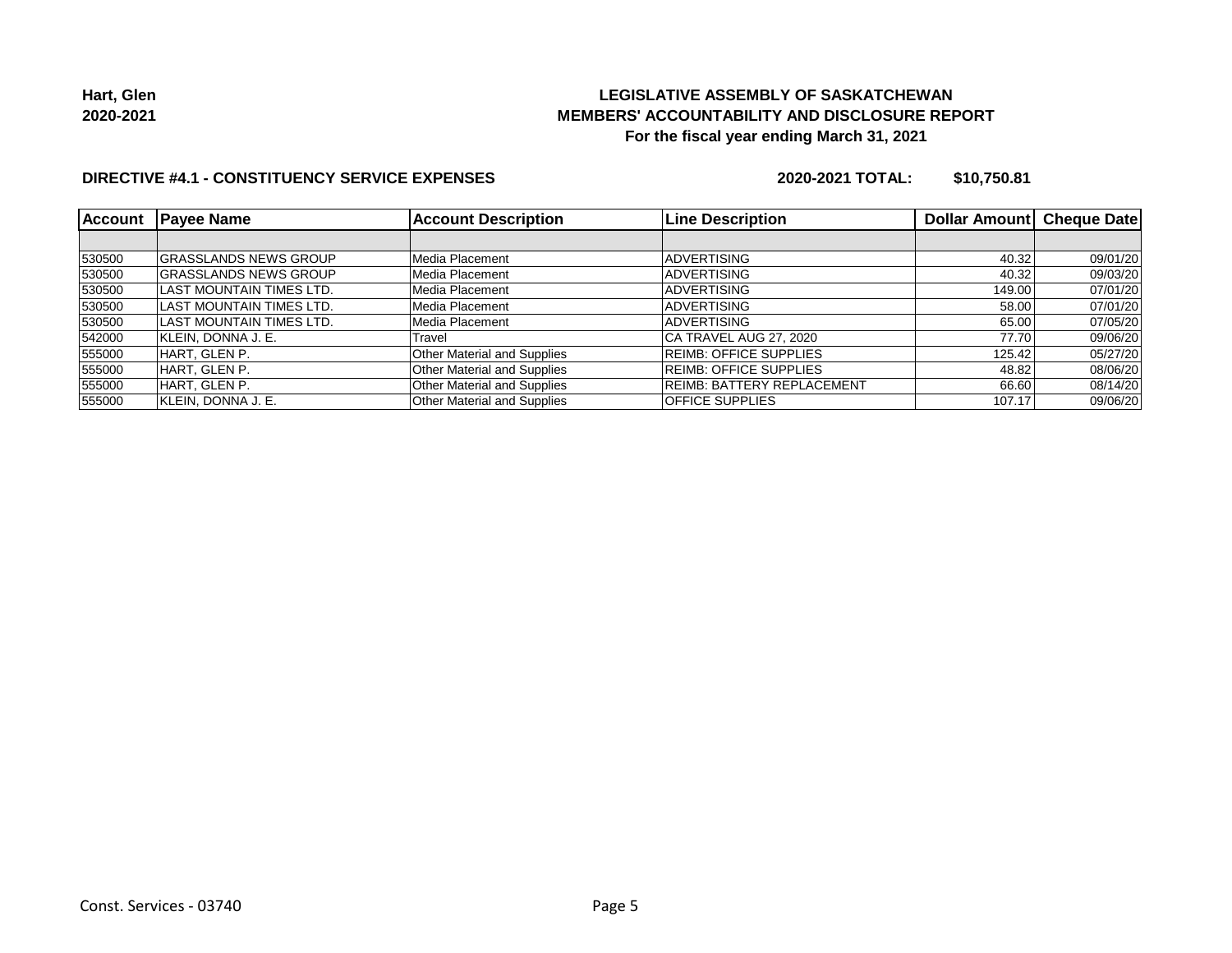**Hart, Glen**
**2020-2021**

# LEGISLATIVE ASSEMBLY OF SASKATCHEWAN
## MEMBERS' ACCOUNTABILITY AND DISCLOSURE REPORT
### For the fiscal year ending March 31, 2021

**DIRECTIVE #4.1 - CONSTITUENCY SERVICE EXPENSES** **2020-2021 TOTAL: $10,750.81**

| Account | Payee Name | Account Description | Line Description | Dollar Amount | Cheque Date |
|---|---|---|---|---|---|
| | | | | | |
| 530500 | GRASSLANDS NEWS GROUP | Media Placement | ADVERTISING | 40.32 | 09/01/20 |
| 530500 | GRASSLANDS NEWS GROUP | Media Placement | ADVERTISING | 40.32 | 09/03/20 |
| 530500 | LAST MOUNTAIN TIMES LTD. | Media Placement | ADVERTISING | 149.00 | 07/01/20 |
| 530500 | LAST MOUNTAIN TIMES LTD. | Media Placement | ADVERTISING | 58.00 | 07/01/20 |
| 530500 | LAST MOUNTAIN TIMES LTD. | Media Placement | ADVERTISING | 65.00 | 07/05/20 |
| 542000 | KLEIN, DONNA J. E. | Travel | CA TRAVEL AUG 27, 2020 | 77.70 | 09/06/20 |
| 555000 | HART, GLEN P. | Other Material and Supplies | REIMB: OFFICE SUPPLIES | 125.42 | 05/27/20 |
| 555000 | HART, GLEN P. | Other Material and Supplies | REIMB: OFFICE SUPPLIES | 48.82 | 08/06/20 |
| 555000 | HART, GLEN P. | Other Material and Supplies | REIMB: BATTERY REPLACEMENT | 66.60 | 08/14/20 |
| 555000 | KLEIN, DONNA J. E. | Other Material and Supplies | OFFICE SUPPLIES | 107.17 | 09/06/20 |

Const. Services - 03740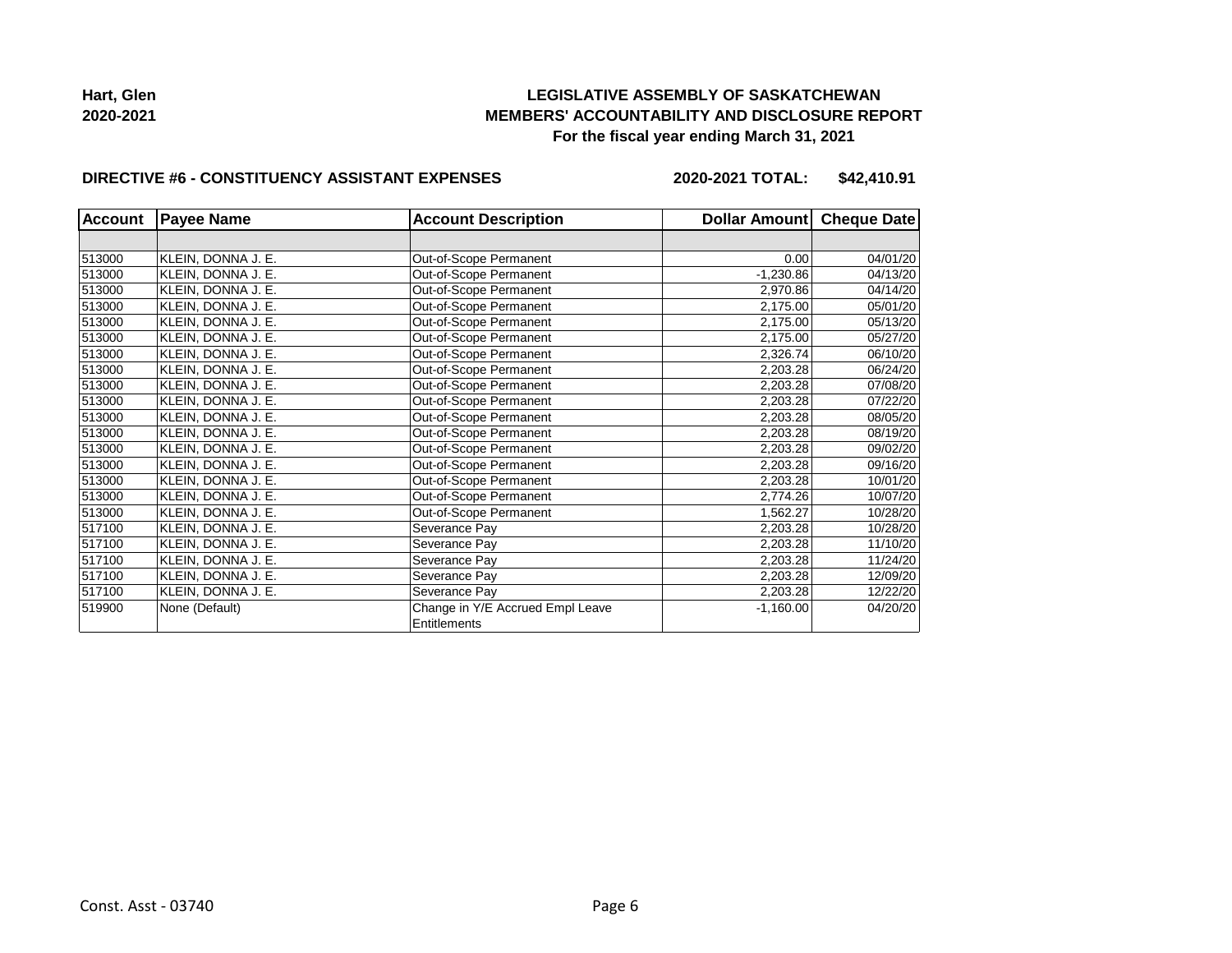**Hart, Glen**
**2020-2021**

## LEGISLATIVE ASSEMBLY OF SASKATCHEWAN
## MEMBERS' ACCOUNTABILITY AND DISCLOSURE REPORT
### For the fiscal year ending March 31, 2021

**DIRECTIVE #6 - CONSTITUENCY ASSISTANT EXPENSES** **2020-2021 TOTAL: $42,410.91**

| Account | Payee Name | Account Description | Dollar Amount | Cheque Date |
|---|---|---|---|---|
| | | | | |
| 513000 | KLEIN, DONNA J. E. | Out-of-Scope Permanent | 0.00 | 04/01/20 |
| 513000 | KLEIN, DONNA J. E. | Out-of-Scope Permanent | -1,230.86 | 04/13/20 |
| 513000 | KLEIN, DONNA J. E. | Out-of-Scope Permanent | 2,970.86 | 04/14/20 |
| 513000 | KLEIN, DONNA J. E. | Out-of-Scope Permanent | 2,175.00 | 05/01/20 |
| 513000 | KLEIN, DONNA J. E. | Out-of-Scope Permanent | 2,175.00 | 05/13/20 |
| 513000 | KLEIN, DONNA J. E. | Out-of-Scope Permanent | 2,175.00 | 05/27/20 |
| 513000 | KLEIN, DONNA J. E. | Out-of-Scope Permanent | 2,326.74 | 06/10/20 |
| 513000 | KLEIN, DONNA J. E. | Out-of-Scope Permanent | 2,203.28 | 06/24/20 |
| 513000 | KLEIN, DONNA J. E. | Out-of-Scope Permanent | 2,203.28 | 07/08/20 |
| 513000 | KLEIN, DONNA J. E. | Out-of-Scope Permanent | 2,203.28 | 07/22/20 |
| 513000 | KLEIN, DONNA J. E. | Out-of-Scope Permanent | 2,203.28 | 08/05/20 |
| 513000 | KLEIN, DONNA J. E. | Out-of-Scope Permanent | 2,203.28 | 08/19/20 |
| 513000 | KLEIN, DONNA J. E. | Out-of-Scope Permanent | 2,203.28 | 09/02/20 |
| 513000 | KLEIN, DONNA J. E. | Out-of-Scope Permanent | 2,203.28 | 09/16/20 |
| 513000 | KLEIN, DONNA J. E. | Out-of-Scope Permanent | 2,203.28 | 10/01/20 |
| 513000 | KLEIN, DONNA J. E. | Out-of-Scope Permanent | 2,774.26 | 10/07/20 |
| 513000 | KLEIN, DONNA J. E. | Out-of-Scope Permanent | 1,562.27 | 10/28/20 |
| 517100 | KLEIN, DONNA J. E. | Severance Pay | 2,203.28 | 10/28/20 |
| 517100 | KLEIN, DONNA J. E. | Severance Pay | 2,203.28 | 11/10/20 |
| 517100 | KLEIN, DONNA J. E. | Severance Pay | 2,203.28 | 11/24/20 |
| 517100 | KLEIN, DONNA J. E. | Severance Pay | 2,203.28 | 12/09/20 |
| 517100 | KLEIN, DONNA J. E. | Severance Pay | 2,203.28 | 12/22/20 |
| 519900 | None (Default) | Change in Y/E Accrued Empl Leave Entitlements | -1,160.00 | 04/20/20 |

Const. Asst - 03740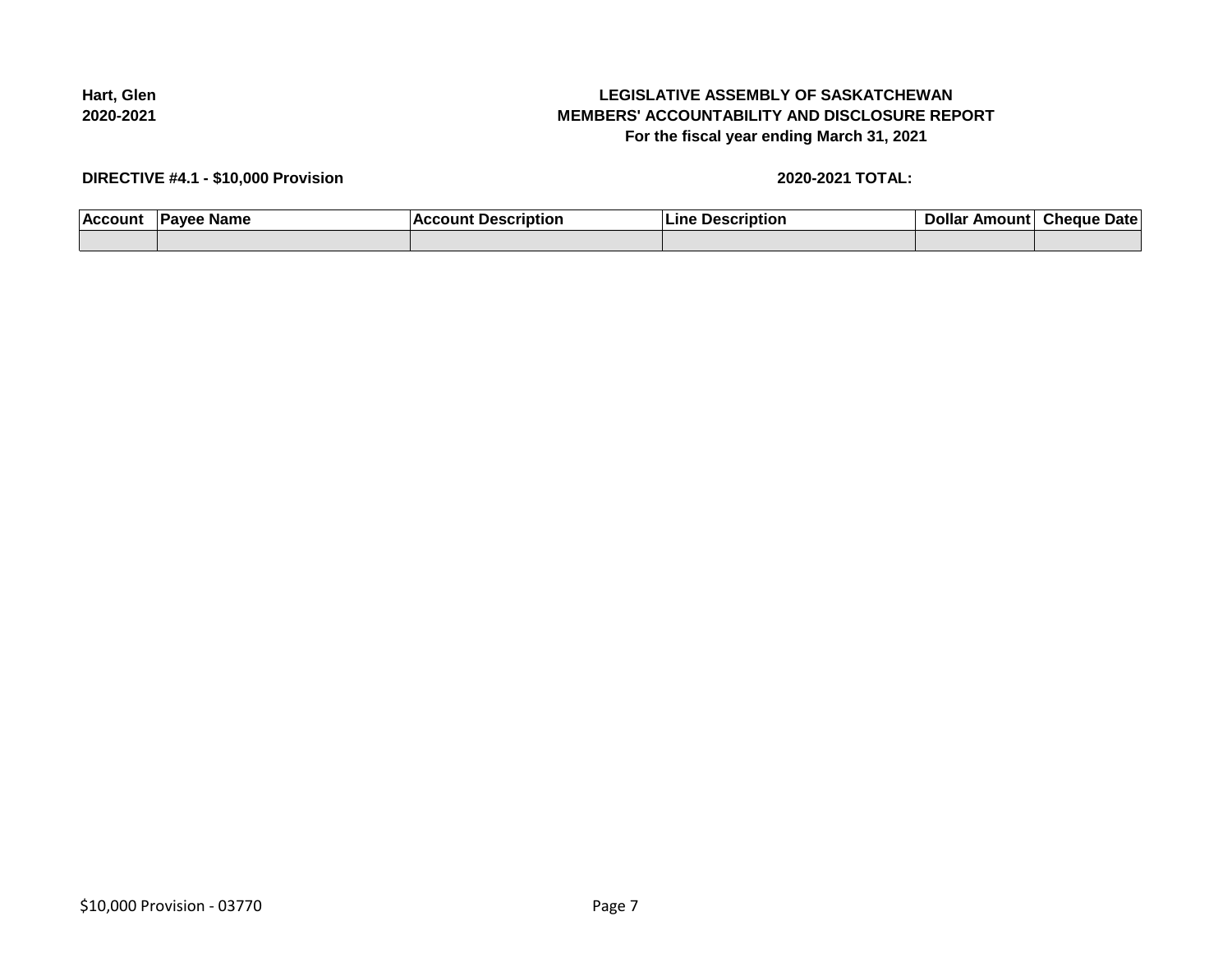**Hart, Glen**
**2020-2021**

**LEGISLATIVE ASSEMBLY OF SASKATCHEWAN**
**MEMBERS' ACCOUNTABILITY AND DISCLOSURE REPORT**
**For the fiscal year ending March 31, 2021**

**DIRECTIVE #4.1 - $10,000 Provision**

**2020-2021 TOTAL:**

| Account | Payee Name | Account Description | Line Description | Dollar Amount | Cheque Date |
|---|---|---|---|---|---|
| | | | | | |

$10,000 Provision - 03770